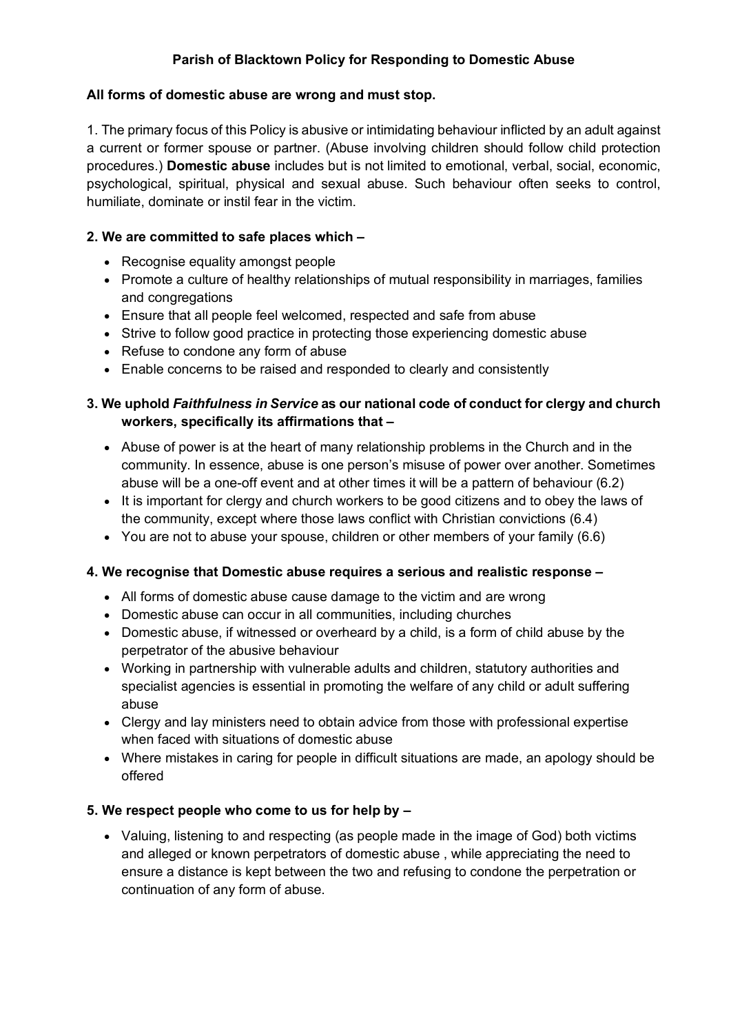# Parish of Blacktown Policy for Responding to Domestic Abuse

**All forms of domestic abuse are wrong and must stop.**

1. The primary focus of this Policy is abusive or intimidating behaviour inflicted by an adult against a current or former spouse or partner. (Abuse involving children should follow child protection procedures.) **Domestic abuse** includes but is not limited to emotional, verbal, social, economic, psychological, spiritual, physical and sexual abuse. Such behaviour often seeks to control, humiliate, dominate or instil fear in the victim.

**2. We are committed to safe places which –**

- Recognise equality amongst people
- Promote a culture of healthy relationships of mutual responsibility in marriages, families and congregations
- Ensure that all people feel welcomed, respected and safe from abuse
- Strive to follow good practice in protecting those experiencing domestic abuse
- Refuse to condone any form of abuse
- Enable concerns to be raised and responded to clearly and consistently

**3. We uphold *Faithfulness in Service* as our national code of conduct for clergy and church workers, specifically its affirmations that –**

- Abuse of power is at the heart of many relationship problems in the Church and in the community. In essence, abuse is one person's misuse of power over another. Sometimes abuse will be a one-off event and at other times it will be a pattern of behaviour (6.2)
- It is important for clergy and church workers to be good citizens and to obey the laws of the community, except where those laws conflict with Christian convictions (6.4)
- You are not to abuse your spouse, children or other members of your family (6.6)

**4. We recognise that Domestic abuse requires a serious and realistic response –**

- All forms of domestic abuse cause damage to the victim and are wrong
- Domestic abuse can occur in all communities, including churches
- Domestic abuse, if witnessed or overheard by a child, is a form of child abuse by the perpetrator of the abusive behaviour
- Working in partnership with vulnerable adults and children, statutory authorities and specialist agencies is essential in promoting the welfare of any child or adult suffering abuse
- Clergy and lay ministers need to obtain advice from those with professional expertise when faced with situations of domestic abuse
- Where mistakes in caring for people in difficult situations are made, an apology should be offered

**5. We respect people who come to us for help by –**

- Valuing, listening to and respecting (as people made in the image of God) both victims and alleged or known perpetrators of domestic abuse , while appreciating the need to ensure a distance is kept between the two and refusing to condone the perpetration or continuation of any form of abuse.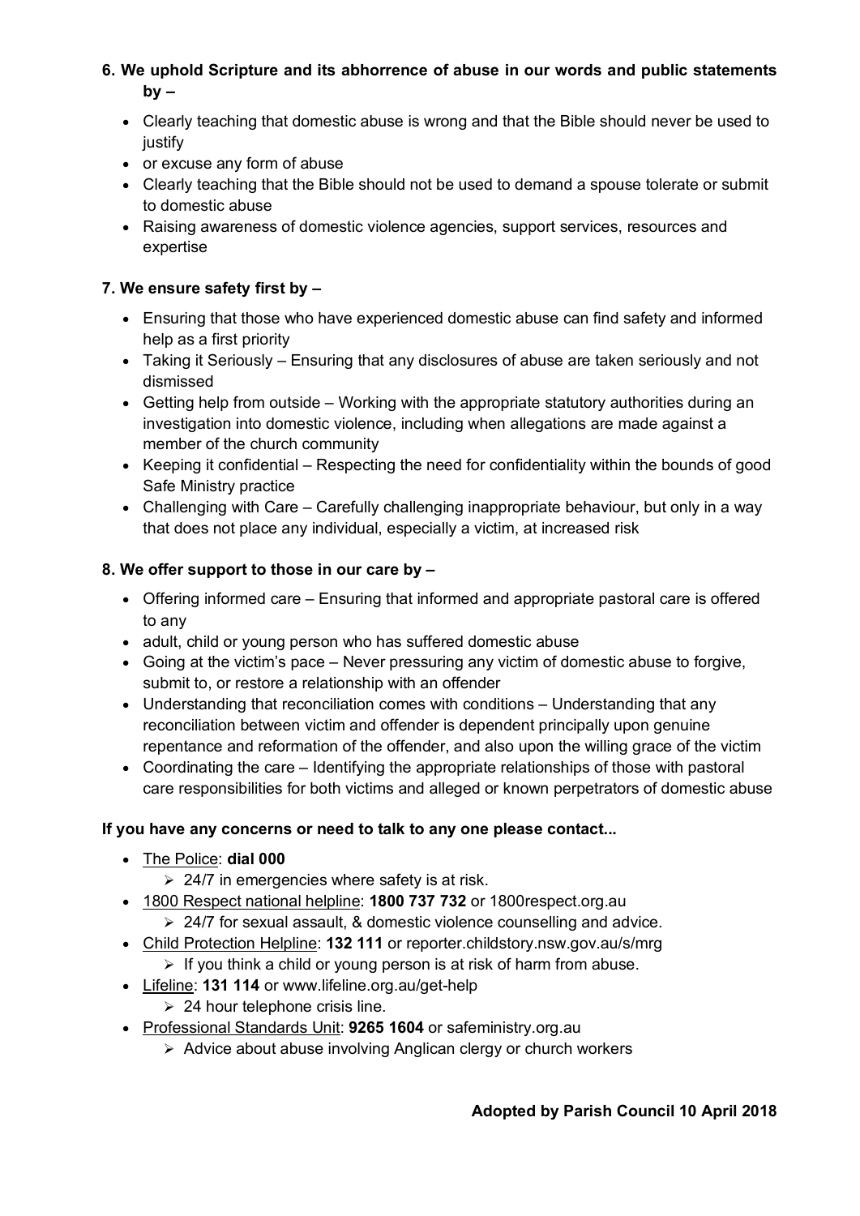**6. We uphold Scripture and its abhorrence of abuse in our words and public statements by –**

- Clearly teaching that domestic abuse is wrong and that the Bible should never be used to justify
- or excuse any form of abuse
- Clearly teaching that the Bible should not be used to demand a spouse tolerate or submit to domestic abuse
- Raising awareness of domestic violence agencies, support services, resources and expertise

**7. We ensure safety first by –**

- Ensuring that those who have experienced domestic abuse can find safety and informed help as a first priority
- Taking it Seriously – Ensuring that any disclosures of abuse are taken seriously and not dismissed
- Getting help from outside – Working with the appropriate statutory authorities during an investigation into domestic violence, including when allegations are made against a member of the church community
- Keeping it confidential – Respecting the need for confidentiality within the bounds of good Safe Ministry practice
- Challenging with Care – Carefully challenging inappropriate behaviour, but only in a way that does not place any individual, especially a victim, at increased risk

**8. We offer support to those in our care by –**

- Offering informed care – Ensuring that informed and appropriate pastoral care is offered to any
- adult, child or young person who has suffered domestic abuse
- Going at the victim's pace – Never pressuring any victim of domestic abuse to forgive, submit to, or restore a relationship with an offender
- Understanding that reconciliation comes with conditions – Understanding that any reconciliation between victim and offender is dependent principally upon genuine repentance and reformation of the offender, and also upon the willing grace of the victim
- Coordinating the care – Identifying the appropriate relationships of those with pastoral care responsibilities for both victims and alleged or known perpetrators of domestic abuse

**If you have any concerns or need to talk to any one please contact...**

- The Police: **dial 000**
  - 24/7 in emergencies where safety is at risk.
- 1800 Respect national helpline: **1800 737 732** or 1800respect.org.au
  - 24/7 for sexual assault, & domestic violence counselling and advice.
- Child Protection Helpline: **132 111** or reporter.childstory.nsw.gov.au/s/mrg
  - If you think a child or young person is at risk of harm from abuse.
- Lifeline: **131 114** or www.lifeline.org.au/get-help
  - 24 hour telephone crisis line.
- Professional Standards Unit: **9265 1604** or safeministry.org.au
  - Advice about abuse involving Anglican clergy or church workers

**Adopted by Parish Council 10 April 2018**